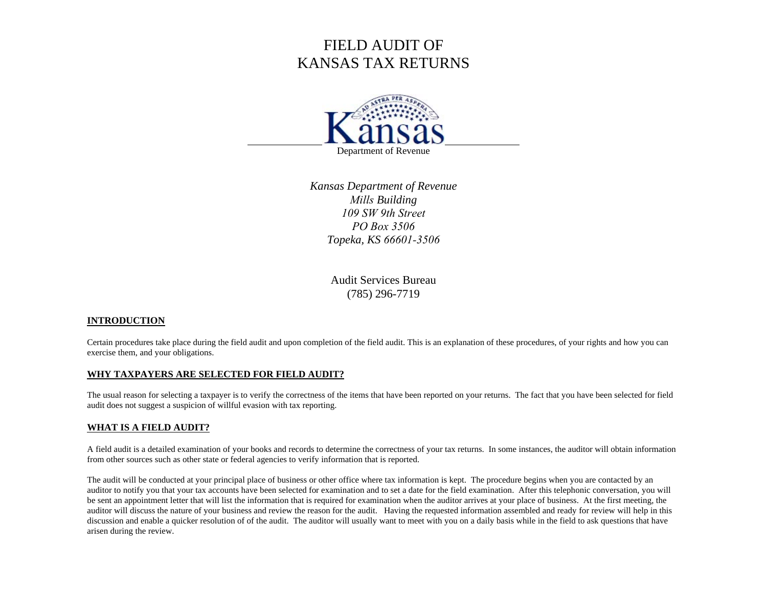# FIELD AUDIT OF KANSAS TAX RETURNS

Kansas

Department of Revenue

*Kansas Department of Revenue*
*Mills Building*
*109 SW 9th Street*
*PO Box 3506*
*Topeka, KS 66601-3506*

Audit Services Bureau
(785) 296-7719

## INTRODUCTION

Certain procedures take place during the field audit and upon completion of the field audit. This is an explanation of these procedures, of your rights and how you can exercise them, and your obligations.

## WHY TAXPAYERS ARE SELECTED FOR FIELD AUDIT?

The usual reason for selecting a taxpayer is to verify the correctness of the items that have been reported on your returns. The fact that you have been selected for field audit does not suggest a suspicion of willful evasion with tax reporting.

## WHAT IS A FIELD AUDIT?

A field audit is a detailed examination of your books and records to determine the correctness of your tax returns. In some instances, the auditor will obtain information from other sources such as other state or federal agencies to verify information that is reported.

The audit will be conducted at your principal place of business or other office where tax information is kept. The procedure begins when you are contacted by an auditor to notify you that your tax accounts have been selected for examination and to set a date for the field examination. After this telephonic conversation, you will be sent an appointment letter that will list the information that is required for examination when the auditor arrives at your place of business. At the first meeting, the auditor will discuss the nature of your business and review the reason for the audit. Having the requested information assembled and ready for review will help in this discussion and enable a quicker resolution of of the audit. The auditor will usually want to meet with you on a daily basis while in the field to ask questions that have arisen during the review.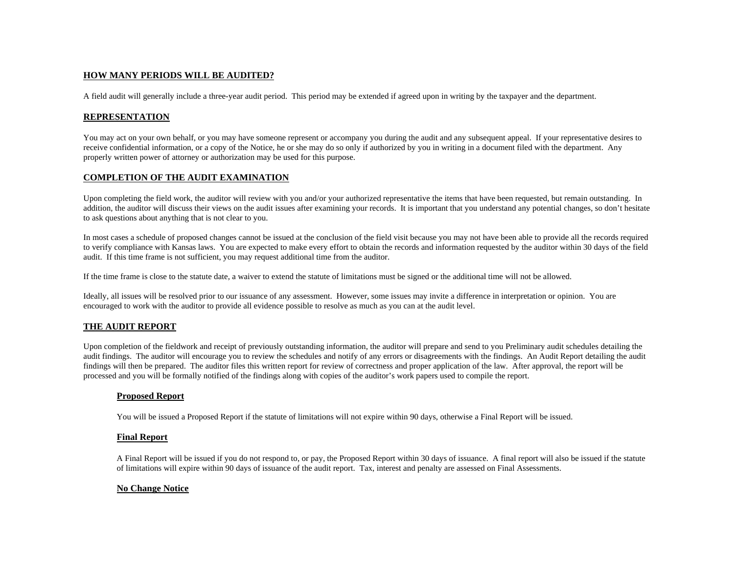## HOW MANY PERIODS WILL BE AUDITED?

A field audit will generally include a three-year audit period. This period may be extended if agreed upon in writing by the taxpayer and the department.

## REPRESENTATION

You may act on your own behalf, or you may have someone represent or accompany you during the audit and any subsequent appeal. If your representative desires to receive confidential information, or a copy of the Notice, he or she may do so only if authorized by you in writing in a document filed with the department. Any properly written power of attorney or authorization may be used for this purpose.

## COMPLETION OF THE AUDIT EXAMINATION

Upon completing the field work, the auditor will review with you and/or your authorized representative the items that have been requested, but remain outstanding. In addition, the auditor will discuss their views on the audit issues after examining your records. It is important that you understand any potential changes, so don't hesitate to ask questions about anything that is not clear to you.

In most cases a schedule of proposed changes cannot be issued at the conclusion of the field visit because you may not have been able to provide all the records required to verify compliance with Kansas laws. You are expected to make every effort to obtain the records and information requested by the auditor within 30 days of the field audit. If this time frame is not sufficient, you may request additional time from the auditor.

If the time frame is close to the statute date, a waiver to extend the statute of limitations must be signed or the additional time will not be allowed.

Ideally, all issues will be resolved prior to our issuance of any assessment. However, some issues may invite a difference in interpretation or opinion. You are encouraged to work with the auditor to provide all evidence possible to resolve as much as you can at the audit level.

## THE AUDIT REPORT

Upon completion of the fieldwork and receipt of previously outstanding information, the auditor will prepare and send to you Preliminary audit schedules detailing the audit findings. The auditor will encourage you to review the schedules and notify of any errors or disagreements with the findings. An Audit Report detailing the audit findings will then be prepared. The auditor files this written report for review of correctness and proper application of the law. After approval, the report will be processed and you will be formally notified of the findings along with copies of the auditor's work papers used to compile the report.

### Proposed Report

You will be issued a Proposed Report if the statute of limitations will not expire within 90 days, otherwise a Final Report will be issued.

### Final Report

A Final Report will be issued if you do not respond to, or pay, the Proposed Report within 30 days of issuance. A final report will also be issued if the statute of limitations will expire within 90 days of issuance of the audit report. Tax, interest and penalty are assessed on Final Assessments.

### No Change Notice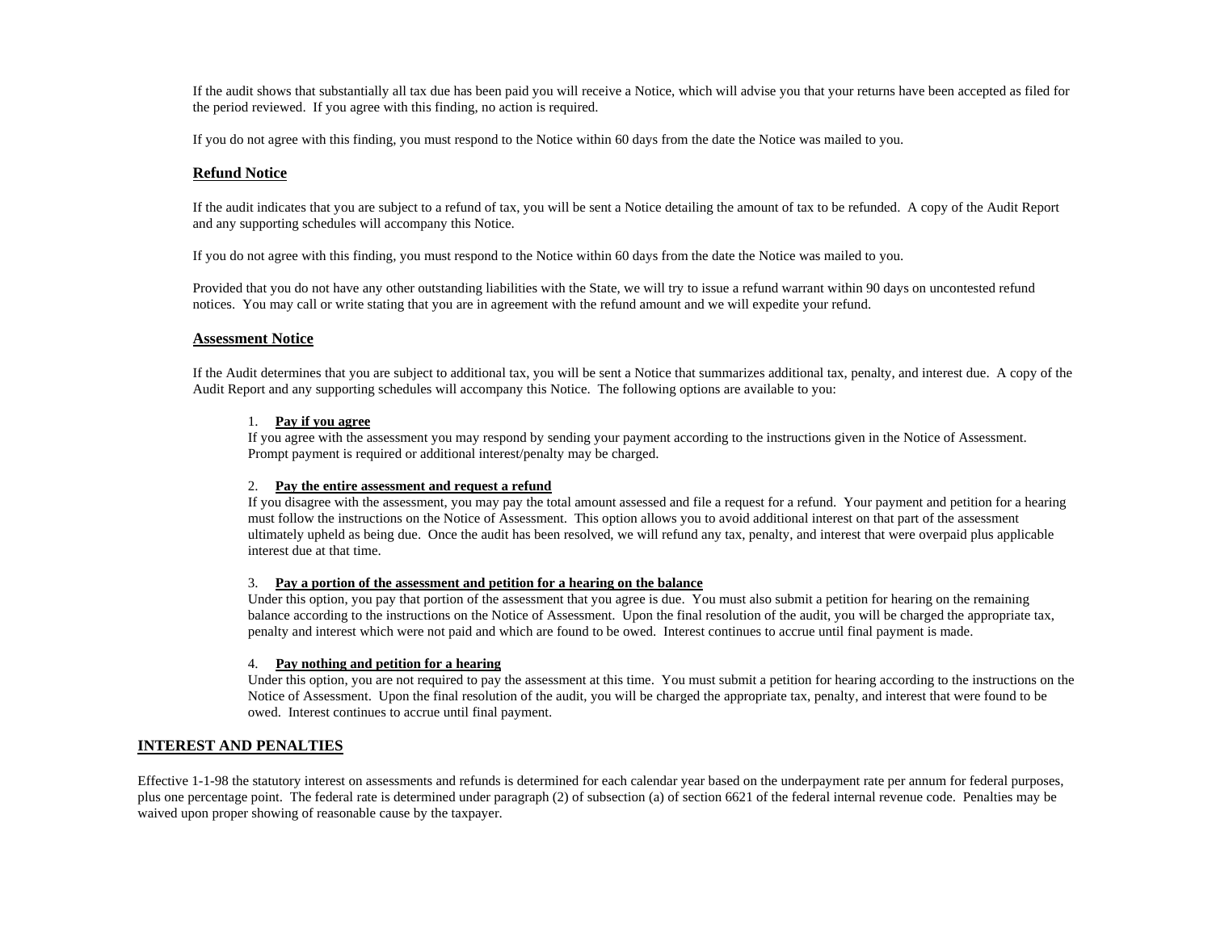If the audit shows that substantially all tax due has been paid you will receive a Notice, which will advise you that your returns have been accepted as filed for the period reviewed. If you agree with this finding, no action is required.

If you do not agree with this finding, you must respond to the Notice within 60 days from the date the Notice was mailed to you.

### Refund Notice

If the audit indicates that you are subject to a refund of tax, you will be sent a Notice detailing the amount of tax to be refunded. A copy of the Audit Report and any supporting schedules will accompany this Notice.

If you do not agree with this finding, you must respond to the Notice within 60 days from the date the Notice was mailed to you.

Provided that you do not have any other outstanding liabilities with the State, we will try to issue a refund warrant within 90 days on uncontested refund notices. You may call or write stating that you are in agreement with the refund amount and we will expedite your refund.

### Assessment Notice

If the Audit determines that you are subject to additional tax, you will be sent a Notice that summarizes additional tax, penalty, and interest due. A copy of the Audit Report and any supporting schedules will accompany this Notice. The following options are available to you:

1. **Pay if you agree**
   If you agree with the assessment you may respond by sending your payment according to the instructions given in the Notice of Assessment. Prompt payment is required or additional interest/penalty may be charged.

2. **Pay the entire assessment and request a refund**
   If you disagree with the assessment, you may pay the total amount assessed and file a request for a refund. Your payment and petition for a hearing must follow the instructions on the Notice of Assessment. This option allows you to avoid additional interest on that part of the assessment ultimately upheld as being due. Once the audit has been resolved, we will refund any tax, penalty, and interest that were overpaid plus applicable interest due at that time.

3. **Pay a portion of the assessment and petition for a hearing on the balance**
   Under this option, you pay that portion of the assessment that you agree is due. You must also submit a petition for hearing on the remaining balance according to the instructions on the Notice of Assessment. Upon the final resolution of the audit, you will be charged the appropriate tax, penalty and interest which were not paid and which are found to be owed. Interest continues to accrue until final payment is made.

4. **Pay nothing and petition for a hearing**
   Under this option, you are not required to pay the assessment at this time. You must submit a petition for hearing according to the instructions on the Notice of Assessment. Upon the final resolution of the audit, you will be charged the appropriate tax, penalty, and interest that were found to be owed. Interest continues to accrue until final payment.

## INTEREST AND PENALTIES

Effective 1-1-98 the statutory interest on assessments and refunds is determined for each calendar year based on the underpayment rate per annum for federal purposes, plus one percentage point. The federal rate is determined under paragraph (2) of subsection (a) of section 6621 of the federal internal revenue code. Penalties may be waived upon proper showing of reasonable cause by the taxpayer.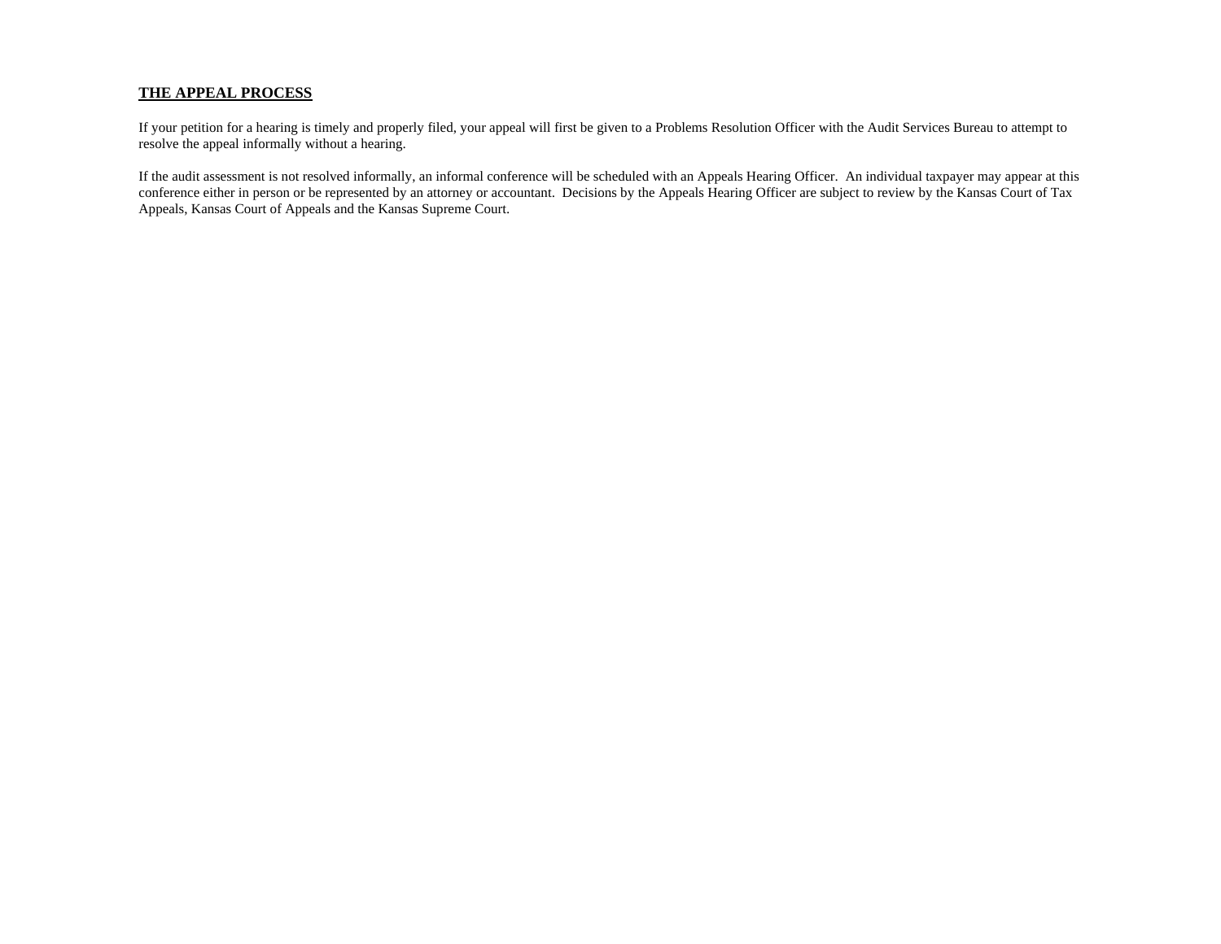## THE APPEAL PROCESS

If your petition for a hearing is timely and properly filed, your appeal will first be given to a Problems Resolution Officer with the Audit Services Bureau to attempt to resolve the appeal informally without a hearing.

If the audit assessment is not resolved informally, an informal conference will be scheduled with an Appeals Hearing Officer.  An individual taxpayer may appear at this conference either in person or be represented by an attorney or accountant.  Decisions by the Appeals Hearing Officer are subject to review by the Kansas Court of Tax Appeals, Kansas Court of Appeals and the Kansas Supreme Court.